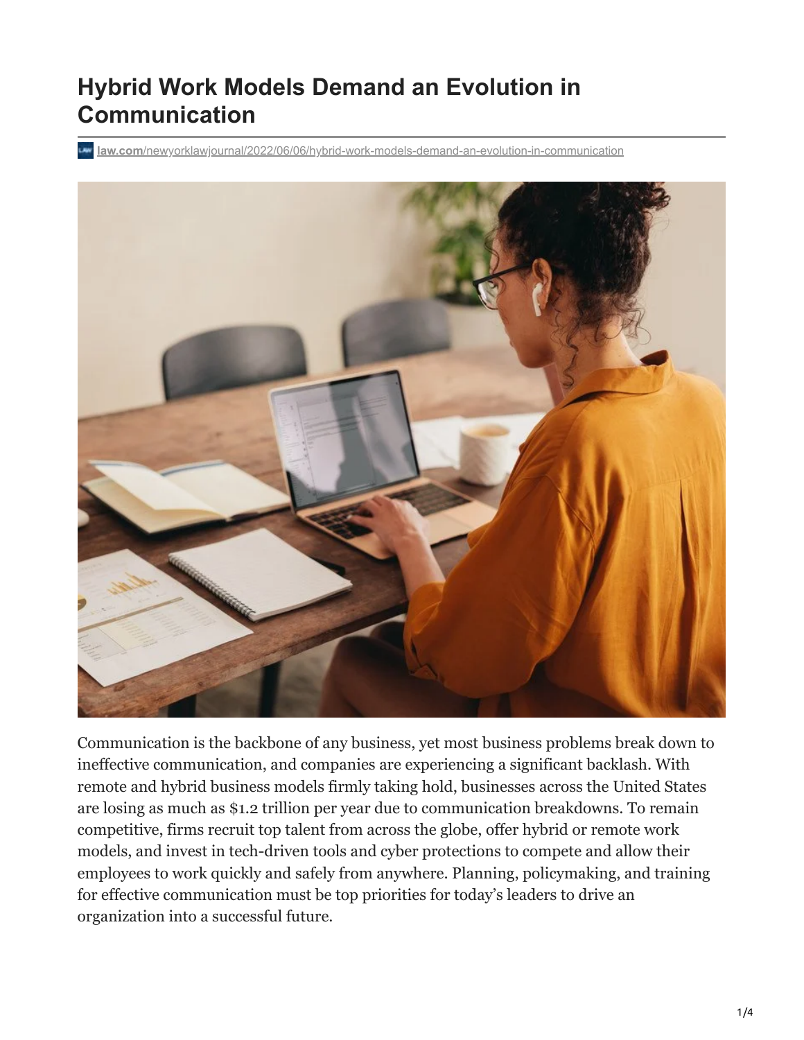# Hybrid Work Models Demand an Evolution in Communication

law.com/newyorklawjournal/2022/06/06/hybrid-work-models-demand-an-evolution-in-communication

Communication is the backbone of any business, yet most business problems break down to ineffective communication, and companies are experiencing a significant backlash. With remote and hybrid business models firmly taking hold, businesses across the United States are losing as much as $1.2 trillion per year due to communication breakdowns. To remain competitive, firms recruit top talent from across the globe, offer hybrid or remote work models, and invest in tech-driven tools and cyber protections to compete and allow their employees to work quickly and safely from anywhere. Planning, policymaking, and training for effective communication must be top priorities for today's leaders to drive an organization into a successful future.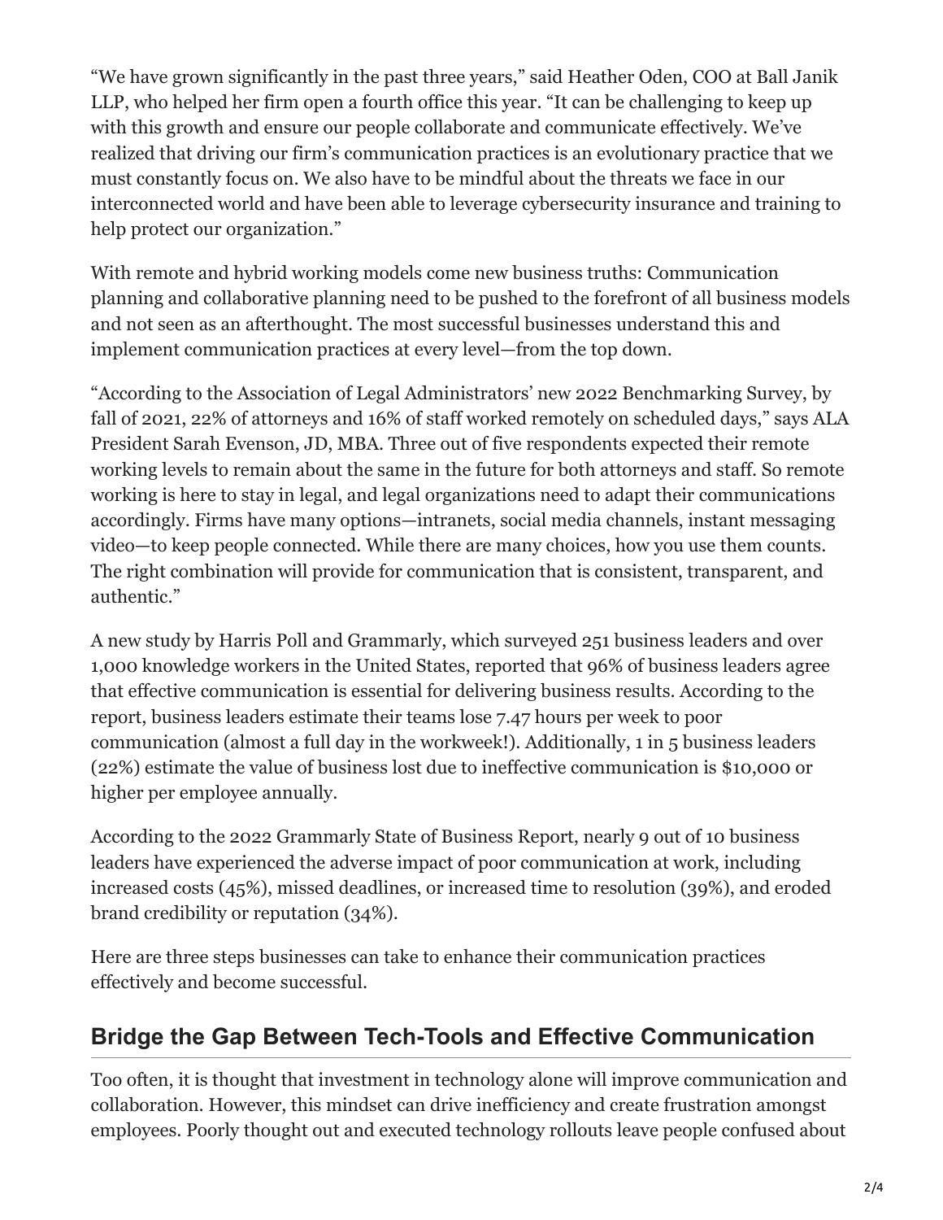"We have grown significantly in the past three years," said Heather Oden, COO at Ball Janik LLP, who helped her firm open a fourth office this year. "It can be challenging to keep up with this growth and ensure our people collaborate and communicate effectively. We've realized that driving our firm's communication practices is an evolutionary practice that we must constantly focus on. We also have to be mindful about the threats we face in our interconnected world and have been able to leverage cybersecurity insurance and training to help protect our organization."

With remote and hybrid working models come new business truths: Communication planning and collaborative planning need to be pushed to the forefront of all business models and not seen as an afterthought. The most successful businesses understand this and implement communication practices at every level—from the top down.

"According to the Association of Legal Administrators' new 2022 Benchmarking Survey, by fall of 2021, 22% of attorneys and 16% of staff worked remotely on scheduled days," says ALA President Sarah Evenson, JD, MBA. Three out of five respondents expected their remote working levels to remain about the same in the future for both attorneys and staff. So remote working is here to stay in legal, and legal organizations need to adapt their communications accordingly. Firms have many options—intranets, social media channels, instant messaging video—to keep people connected. While there are many choices, how you use them counts. The right combination will provide for communication that is consistent, transparent, and authentic."

A new study by Harris Poll and Grammarly, which surveyed 251 business leaders and over 1,000 knowledge workers in the United States, reported that 96% of business leaders agree that effective communication is essential for delivering business results. According to the report, business leaders estimate their teams lose 7.47 hours per week to poor communication (almost a full day in the workweek!). Additionally, 1 in 5 business leaders (22%) estimate the value of business lost due to ineffective communication is $10,000 or higher per employee annually.

According to the 2022 Grammarly State of Business Report, nearly 9 out of 10 business leaders have experienced the adverse impact of poor communication at work, including increased costs (45%), missed deadlines, or increased time to resolution (39%), and eroded brand credibility or reputation (34%).

Here are three steps businesses can take to enhance their communication practices effectively and become successful.

## Bridge the Gap Between Tech-Tools and Effective Communication

Too often, it is thought that investment in technology alone will improve communication and collaboration. However, this mindset can drive inefficiency and create frustration amongst employees. Poorly thought out and executed technology rollouts leave people confused about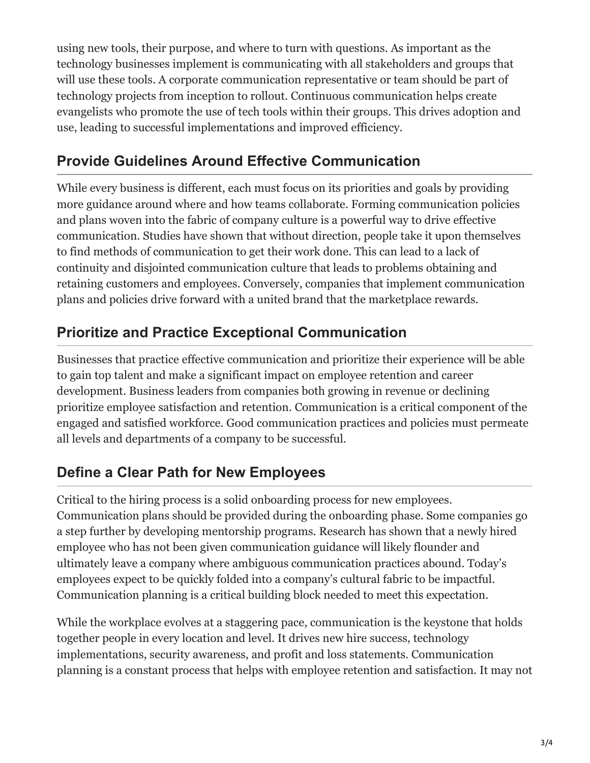using new tools, their purpose, and where to turn with questions. As important as the technology businesses implement is communicating with all stakeholders and groups that will use these tools. A corporate communication representative or team should be part of technology projects from inception to rollout. Continuous communication helps create evangelists who promote the use of tech tools within their groups. This drives adoption and use, leading to successful implementations and improved efficiency.

## Provide Guidelines Around Effective Communication

While every business is different, each must focus on its priorities and goals by providing more guidance around where and how teams collaborate. Forming communication policies and plans woven into the fabric of company culture is a powerful way to drive effective communication. Studies have shown that without direction, people take it upon themselves to find methods of communication to get their work done. This can lead to a lack of continuity and disjointed communication culture that leads to problems obtaining and retaining customers and employees. Conversely, companies that implement communication plans and policies drive forward with a united brand that the marketplace rewards.

## Prioritize and Practice Exceptional Communication

Businesses that practice effective communication and prioritize their experience will be able to gain top talent and make a significant impact on employee retention and career development. Business leaders from companies both growing in revenue or declining prioritize employee satisfaction and retention. Communication is a critical component of the engaged and satisfied workforce. Good communication practices and policies must permeate all levels and departments of a company to be successful.

## Define a Clear Path for New Employees

Critical to the hiring process is a solid onboarding process for new employees. Communication plans should be provided during the onboarding phase. Some companies go a step further by developing mentorship programs. Research has shown that a newly hired employee who has not been given communication guidance will likely flounder and ultimately leave a company where ambiguous communication practices abound. Today's employees expect to be quickly folded into a company's cultural fabric to be impactful. Communication planning is a critical building block needed to meet this expectation.

While the workplace evolves at a staggering pace, communication is the keystone that holds together people in every location and level. It drives new hire success, technology implementations, security awareness, and profit and loss statements. Communication planning is a constant process that helps with employee retention and satisfaction. It may not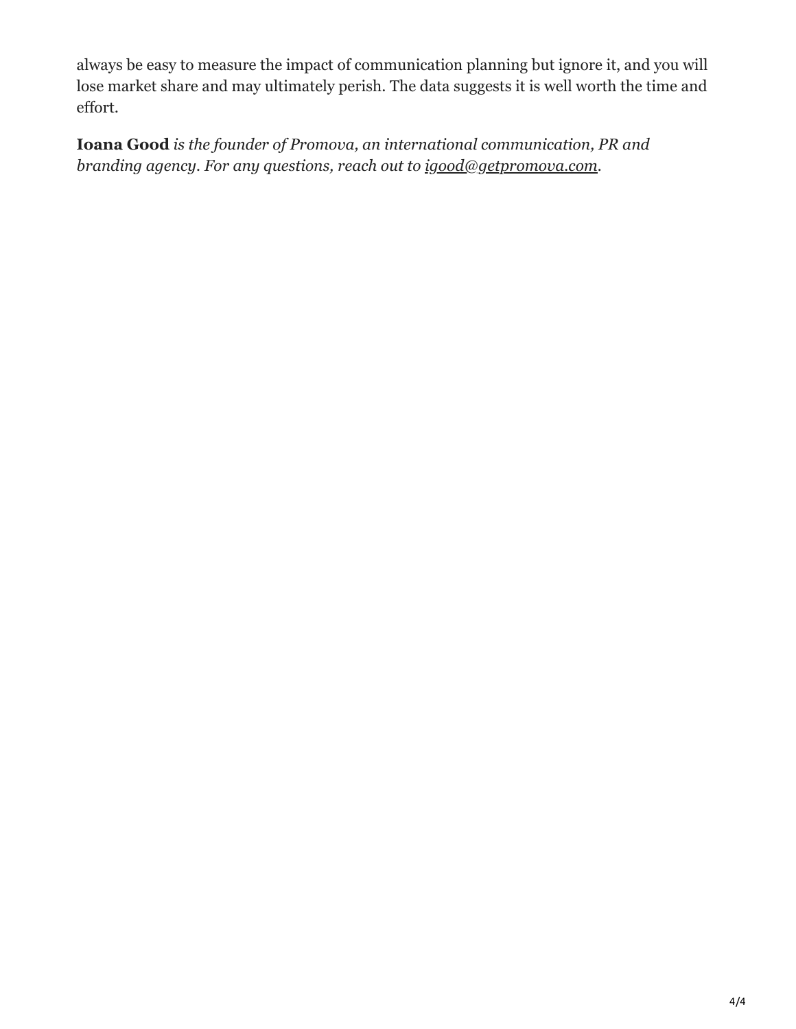always be easy to measure the impact of communication planning but ignore it, and you will lose market share and may ultimately perish. The data suggests it is well worth the time and effort.

**Ioana Good** *is the founder of Promova, an international communication, PR and branding agency. For any questions, reach out to igood@getpromova.com.*